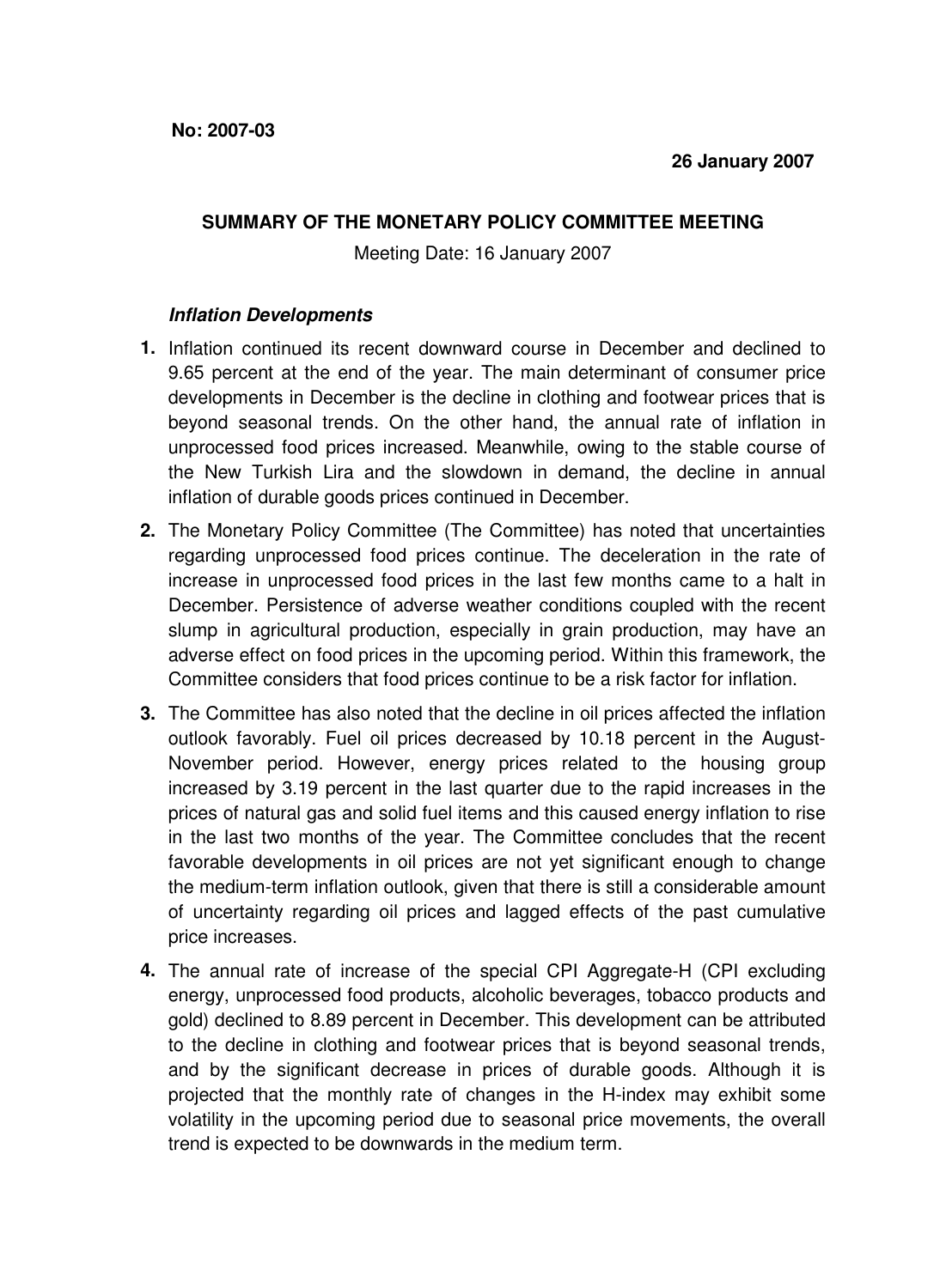**No: 2007-03**

**26 January 2007**

## SUMMARY OF THE MONETARY POLICY COMMITTEE MEETING

Meeting Date: 16 January 2007

### *Inflation Developments*

1. Inflation continued its recent downward course in December and declined to 9.65 percent at the end of the year. The main determinant of consumer price developments in December is the decline in clothing and footwear prices that is beyond seasonal trends. On the other hand, the annual rate of inflation in unprocessed food prices increased. Meanwhile, owing to the stable course of the New Turkish Lira and the slowdown in demand, the decline in annual inflation of durable goods prices continued in December.

2. The Monetary Policy Committee (The Committee) has noted that uncertainties regarding unprocessed food prices continue. The deceleration in the rate of increase in unprocessed food prices in the last few months came to a halt in December. Persistence of adverse weather conditions coupled with the recent slump in agricultural production, especially in grain production, may have an adverse effect on food prices in the upcoming period. Within this framework, the Committee considers that food prices continue to be a risk factor for inflation.

3. The Committee has also noted that the decline in oil prices affected the inflation outlook favorably. Fuel oil prices decreased by 10.18 percent in the August-November period. However, energy prices related to the housing group increased by 3.19 percent in the last quarter due to the rapid increases in the prices of natural gas and solid fuel items and this caused energy inflation to rise in the last two months of the year. The Committee concludes that the recent favorable developments in oil prices are not yet significant enough to change the medium-term inflation outlook, given that there is still a considerable amount of uncertainty regarding oil prices and lagged effects of the past cumulative price increases.

4. The annual rate of increase of the special CPI Aggregate-H (CPI excluding energy, unprocessed food products, alcoholic beverages, tobacco products and gold) declined to 8.89 percent in December. This development can be attributed to the decline in clothing and footwear prices that is beyond seasonal trends, and by the significant decrease in prices of durable goods. Although it is projected that the monthly rate of changes in the H-index may exhibit some volatility in the upcoming period due to seasonal price movements, the overall trend is expected to be downwards in the medium term.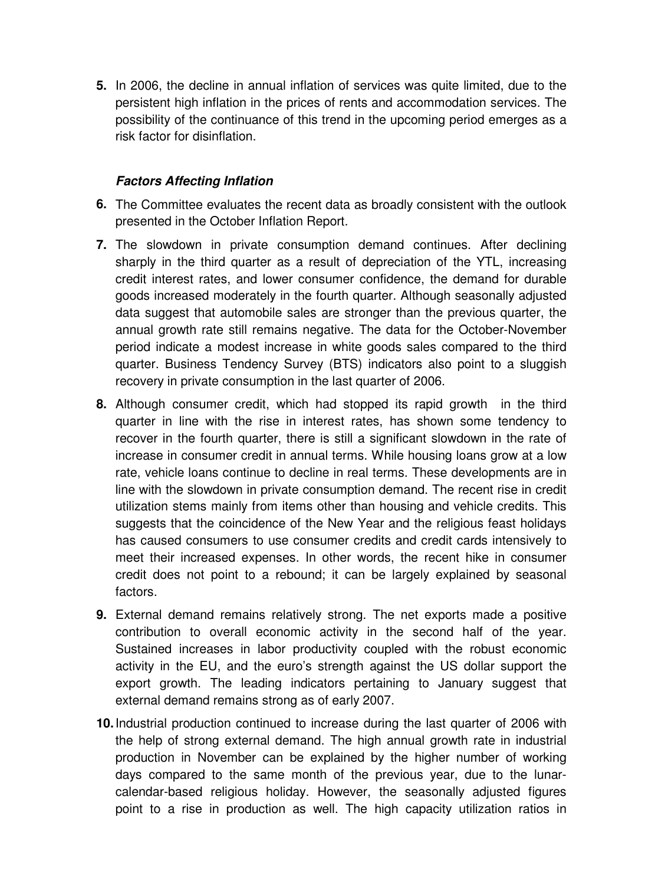**5.** In 2006, the decline in annual inflation of services was quite limited, due to the persistent high inflation in the prices of rents and accommodation services. The possibility of the continuance of this trend in the upcoming period emerges as a risk factor for disinflation.

### ***Factors Affecting Inflation***

**6.** The Committee evaluates the recent data as broadly consistent with the outlook presented in the October Inflation Report.

**7.** The slowdown in private consumption demand continues. After declining sharply in the third quarter as a result of depreciation of the YTL, increasing credit interest rates, and lower consumer confidence, the demand for durable goods increased moderately in the fourth quarter. Although seasonally adjusted data suggest that automobile sales are stronger than the previous quarter, the annual growth rate still remains negative. The data for the October-November period indicate a modest increase in white goods sales compared to the third quarter. Business Tendency Survey (BTS) indicators also point to a sluggish recovery in private consumption in the last quarter of 2006.

**8.** Although consumer credit, which had stopped its rapid growth in the third quarter in line with the rise in interest rates, has shown some tendency to recover in the fourth quarter, there is still a significant slowdown in the rate of increase in consumer credit in annual terms. While housing loans grow at a low rate, vehicle loans continue to decline in real terms. These developments are in line with the slowdown in private consumption demand. The recent rise in credit utilization stems mainly from items other than housing and vehicle credits. This suggests that the coincidence of the New Year and the religious feast holidays has caused consumers to use consumer credits and credit cards intensively to meet their increased expenses. In other words, the recent hike in consumer credit does not point to a rebound; it can be largely explained by seasonal factors.

**9.** External demand remains relatively strong. The net exports made a positive contribution to overall economic activity in the second half of the year. Sustained increases in labor productivity coupled with the robust economic activity in the EU, and the euro's strength against the US dollar support the export growth. The leading indicators pertaining to January suggest that external demand remains strong as of early 2007.

**10.** Industrial production continued to increase during the last quarter of 2006 with the help of strong external demand. The high annual growth rate in industrial production in November can be explained by the higher number of working days compared to the same month of the previous year, due to the lunar-calendar-based religious holiday. However, the seasonally adjusted figures point to a rise in production as well. The high capacity utilization ratios in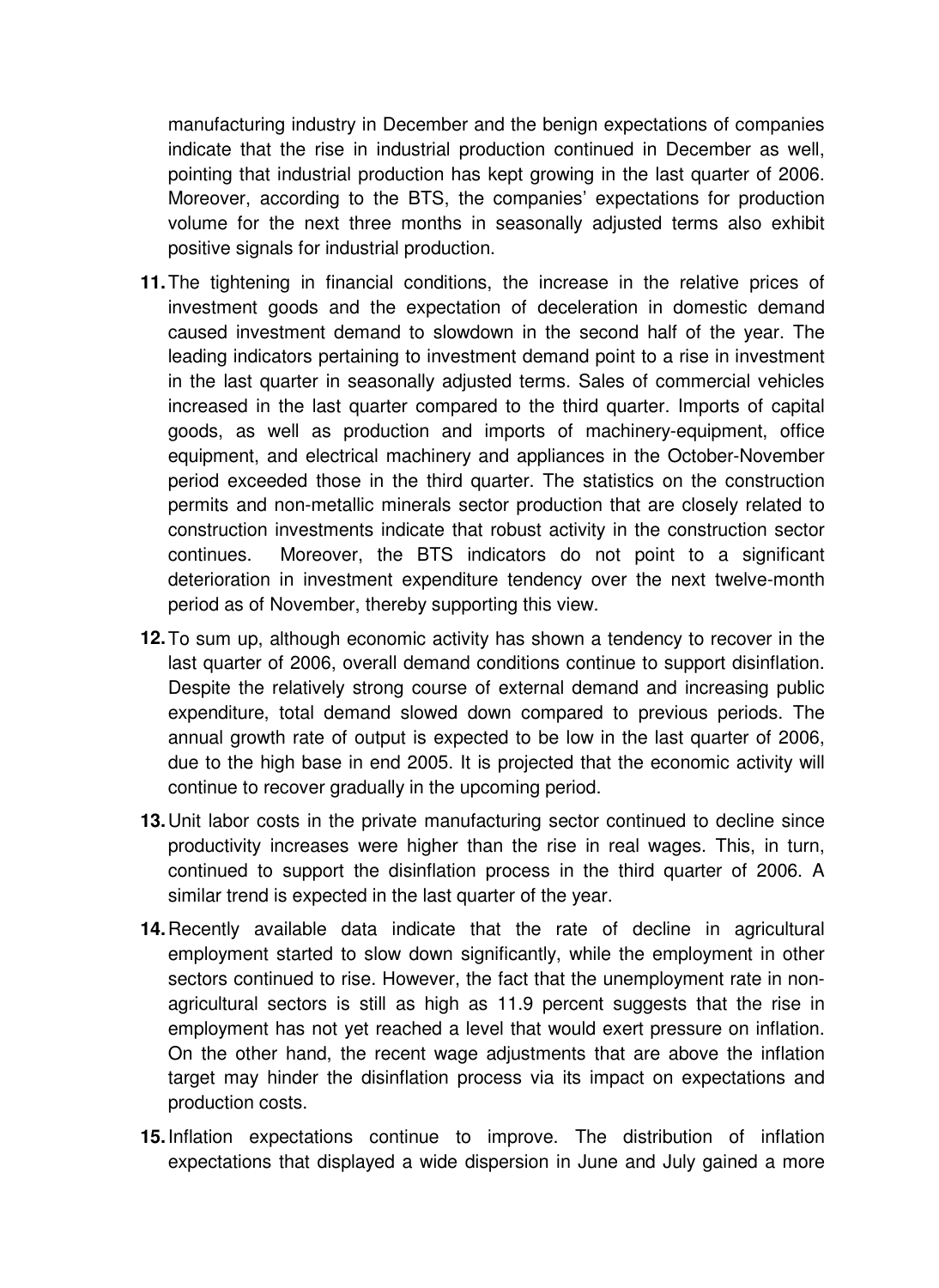manufacturing industry in December and the benign expectations of companies indicate that the rise in industrial production continued in December as well, pointing that industrial production has kept growing in the last quarter of 2006. Moreover, according to the BTS, the companies' expectations for production volume for the next three months in seasonally adjusted terms also exhibit positive signals for industrial production.

**11.** The tightening in financial conditions, the increase in the relative prices of investment goods and the expectation of deceleration in domestic demand caused investment demand to slowdown in the second half of the year. The leading indicators pertaining to investment demand point to a rise in investment in the last quarter in seasonally adjusted terms. Sales of commercial vehicles increased in the last quarter compared to the third quarter. Imports of capital goods, as well as production and imports of machinery-equipment, office equipment, and electrical machinery and appliances in the October-November period exceeded those in the third quarter. The statistics on the construction permits and non-metallic minerals sector production that are closely related to construction investments indicate that robust activity in the construction sector continues. Moreover, the BTS indicators do not point to a significant deterioration in investment expenditure tendency over the next twelve-month period as of November, thereby supporting this view.

**12.** To sum up, although economic activity has shown a tendency to recover in the last quarter of 2006, overall demand conditions continue to support disinflation. Despite the relatively strong course of external demand and increasing public expenditure, total demand slowed down compared to previous periods. The annual growth rate of output is expected to be low in the last quarter of 2006, due to the high base in end 2005. It is projected that the economic activity will continue to recover gradually in the upcoming period.

**13.** Unit labor costs in the private manufacturing sector continued to decline since productivity increases were higher than the rise in real wages. This, in turn, continued to support the disinflation process in the third quarter of 2006. A similar trend is expected in the last quarter of the year.

**14.** Recently available data indicate that the rate of decline in agricultural employment started to slow down significantly, while the employment in other sectors continued to rise. However, the fact that the unemployment rate in non-agricultural sectors is still as high as 11.9 percent suggests that the rise in employment has not yet reached a level that would exert pressure on inflation. On the other hand, the recent wage adjustments that are above the inflation target may hinder the disinflation process via its impact on expectations and production costs.

**15.** Inflation expectations continue to improve. The distribution of inflation expectations that displayed a wide dispersion in June and July gained a more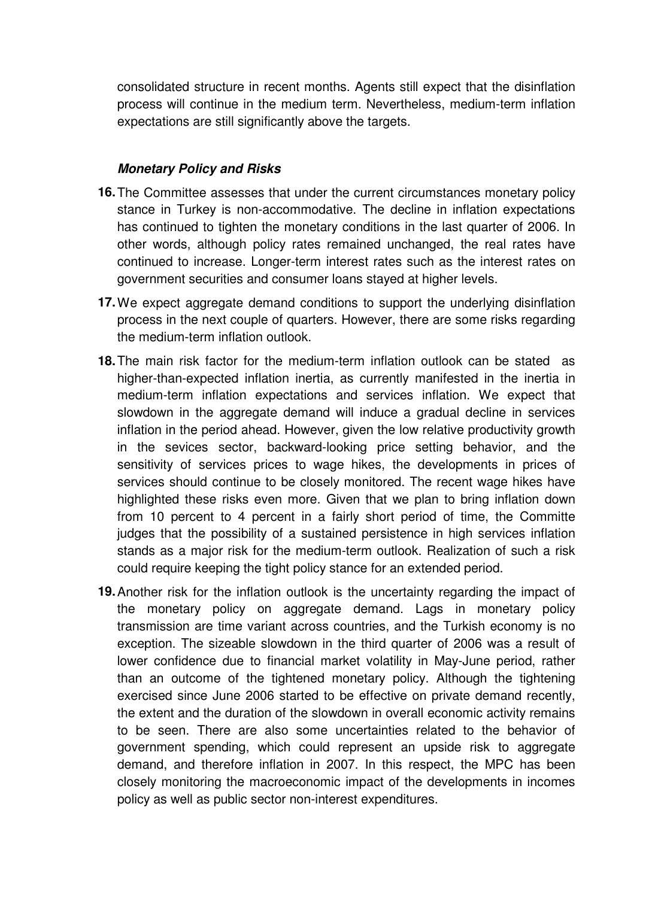consolidated structure in recent months. Agents still expect that the disinflation process will continue in the medium term. Nevertheless, medium-term inflation expectations are still significantly above the targets.

### ***Monetary Policy and Risks***

**16.** The Committee assesses that under the current circumstances monetary policy stance in Turkey is non-accommodative. The decline in inflation expectations has continued to tighten the monetary conditions in the last quarter of 2006. In other words, although policy rates remained unchanged, the real rates have continued to increase. Longer-term interest rates such as the interest rates on government securities and consumer loans stayed at higher levels.

**17.** We expect aggregate demand conditions to support the underlying disinflation process in the next couple of quarters. However, there are some risks regarding the medium-term inflation outlook.

**18.** The main risk factor for the medium-term inflation outlook can be stated as higher-than-expected inflation inertia, as currently manifested in the inertia in medium-term inflation expectations and services inflation. We expect that slowdown in the aggregate demand will induce a gradual decline in services inflation in the period ahead. However, given the low relative productivity growth in the sevices sector, backward-looking price setting behavior, and the sensitivity of services prices to wage hikes, the developments in prices of services should continue to be closely monitored. The recent wage hikes have highlighted these risks even more. Given that we plan to bring inflation down from 10 percent to 4 percent in a fairly short period of time, the Committe judges that the possibility of a sustained persistence in high services inflation stands as a major risk for the medium-term outlook. Realization of such a risk could require keeping the tight policy stance for an extended period.

**19.** Another risk for the inflation outlook is the uncertainty regarding the impact of the monetary policy on aggregate demand. Lags in monetary policy transmission are time variant across countries, and the Turkish economy is no exception. The sizeable slowdown in the third quarter of 2006 was a result of lower confidence due to financial market volatility in May-June period, rather than an outcome of the tightened monetary policy. Although the tightening exercised since June 2006 started to be effective on private demand recently, the extent and the duration of the slowdown in overall economic activity remains to be seen. There are also some uncertainties related to the behavior of government spending, which could represent an upside risk to aggregate demand, and therefore inflation in 2007. In this respect, the MPC has been closely monitoring the macroeconomic impact of the developments in incomes policy as well as public sector non-interest expenditures.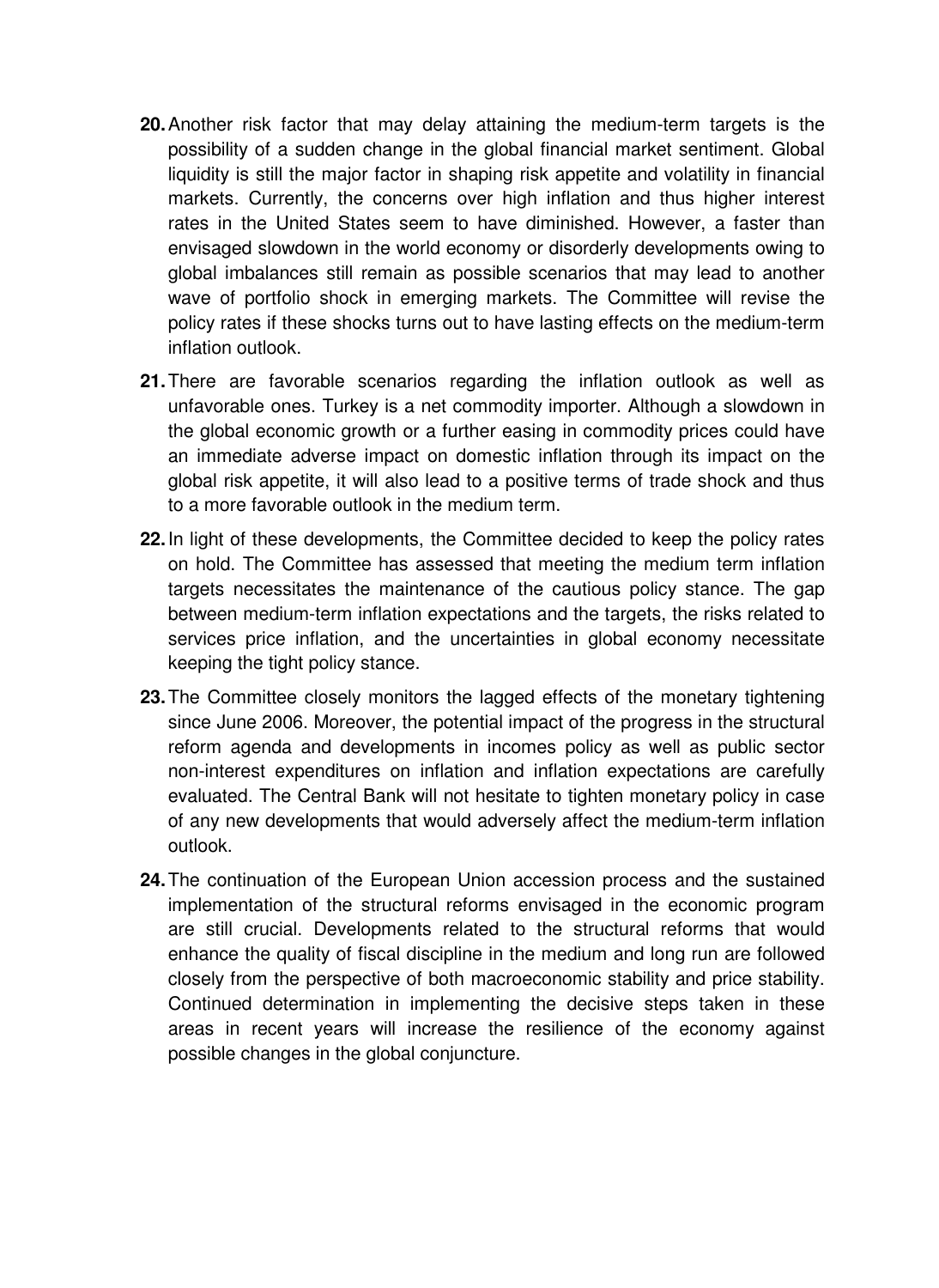**20.** Another risk factor that may delay attaining the medium-term targets is the possibility of a sudden change in the global financial market sentiment. Global liquidity is still the major factor in shaping risk appetite and volatility in financial markets. Currently, the concerns over high inflation and thus higher interest rates in the United States seem to have diminished. However, a faster than envisaged slowdown in the world economy or disorderly developments owing to global imbalances still remain as possible scenarios that may lead to another wave of portfolio shock in emerging markets. The Committee will revise the policy rates if these shocks turns out to have lasting effects on the medium-term inflation outlook.

**21.** There are favorable scenarios regarding the inflation outlook as well as unfavorable ones. Turkey is a net commodity importer. Although a slowdown in the global economic growth or a further easing in commodity prices could have an immediate adverse impact on domestic inflation through its impact on the global risk appetite, it will also lead to a positive terms of trade shock and thus to a more favorable outlook in the medium term.

**22.** In light of these developments, the Committee decided to keep the policy rates on hold. The Committee has assessed that meeting the medium term inflation targets necessitates the maintenance of the cautious policy stance. The gap between medium-term inflation expectations and the targets, the risks related to services price inflation, and the uncertainties in global economy necessitate keeping the tight policy stance.

**23.** The Committee closely monitors the lagged effects of the monetary tightening since June 2006. Moreover, the potential impact of the progress in the structural reform agenda and developments in incomes policy as well as public sector non-interest expenditures on inflation and inflation expectations are carefully evaluated. The Central Bank will not hesitate to tighten monetary policy in case of any new developments that would adversely affect the medium-term inflation outlook.

**24.** The continuation of the European Union accession process and the sustained implementation of the structural reforms envisaged in the economic program are still crucial. Developments related to the structural reforms that would enhance the quality of fiscal discipline in the medium and long run are followed closely from the perspective of both macroeconomic stability and price stability. Continued determination in implementing the decisive steps taken in these areas in recent years will increase the resilience of the economy against possible changes in the global conjuncture.